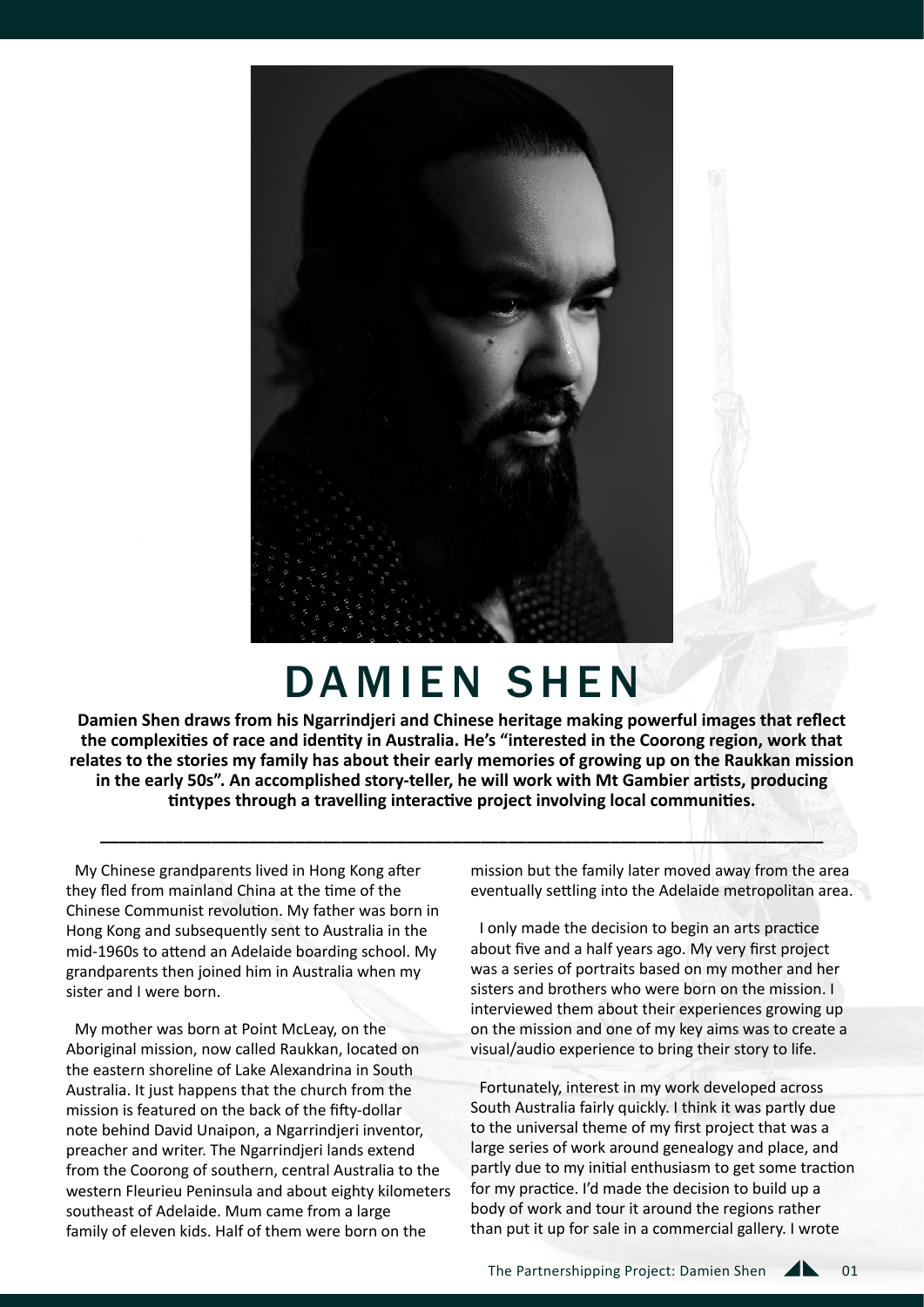# DAMIEN SHEN

**Damien Shen draws from his Ngarrindjeri and Chinese heritage making powerful images that reflect the complexities of race and identity in Australia. He's "interested in the Coorong region, work that relates to the stories my family has about their early memories of growing up on the Raukkan mission in the early 50s". An accomplished story-teller, he will work with Mt Gambier artists, producing tintypes through a travelling interactive project involving local communities.**

---

My Chinese grandparents lived in Hong Kong after they fled from mainland China at the time of the Chinese Communist revolution. My father was born in Hong Kong and subsequently sent to Australia in the mid-1960s to attend an Adelaide boarding school. My grandparents then joined him in Australia when my sister and I were born.

My mother was born at Point McLeay, on the Aboriginal mission, now called Raukkan, located on the eastern shoreline of Lake Alexandrina in South Australia. It just happens that the church from the mission is featured on the back of the fifty-dollar note behind David Unaipon, a Ngarrindjeri inventor, preacher and writer. The Ngarrindjeri lands extend from the Coorong of southern, central Australia to the western Fleurieu Peninsula and about eighty kilometers southeast of Adelaide. Mum came from a large family of eleven kids. Half of them were born on the mission but the family later moved away from the area eventually settling into the Adelaide metropolitan area.

I only made the decision to begin an arts practice about five and a half years ago. My very first project was a series of portraits based on my mother and her sisters and brothers who were born on the mission. I interviewed them about their experiences growing up on the mission and one of my key aims was to create a visual/audio experience to bring their story to life.

Fortunately, interest in my work developed across South Australia fairly quickly. I think it was partly due to the universal theme of my first project that was a large series of work around genealogy and place, and partly due to my initial enthusiasm to get some traction for my practice. I'd made the decision to build up a body of work and tour it around the regions rather than put it up for sale in a commercial gallery. I wrote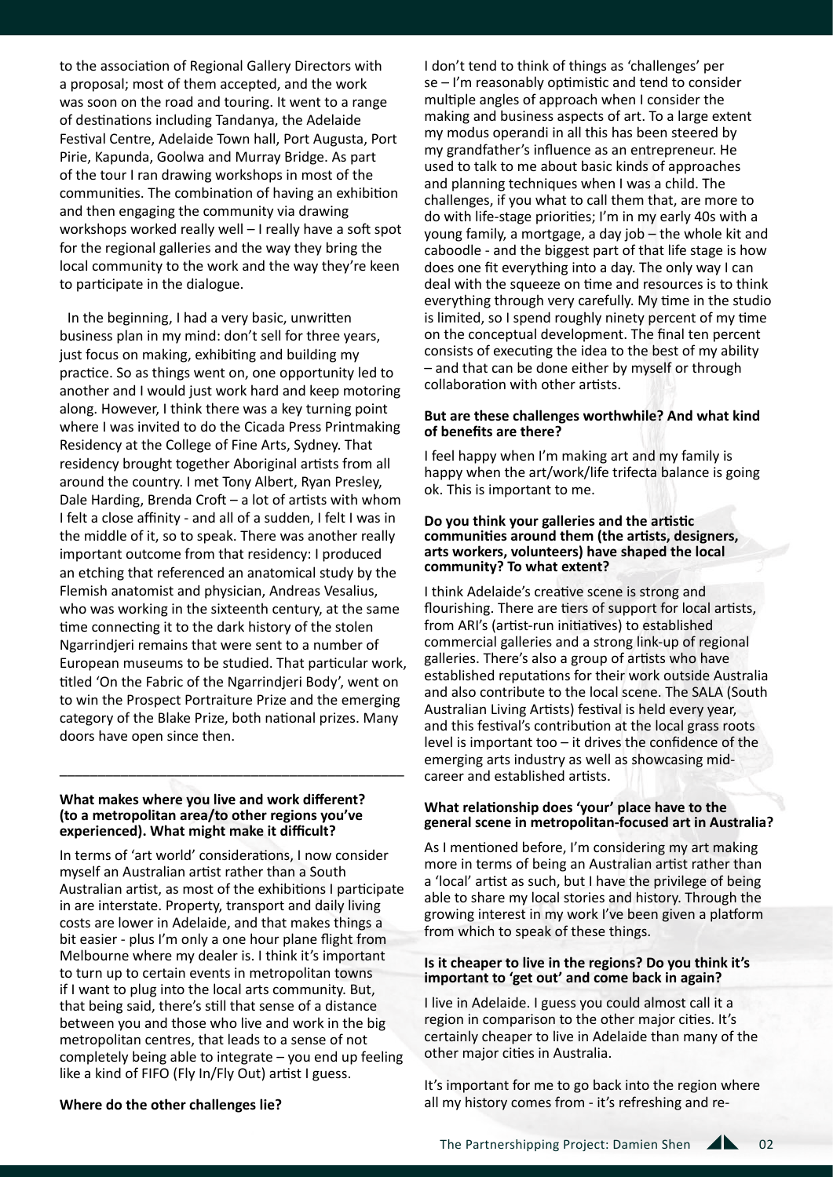to the association of Regional Gallery Directors with a proposal; most of them accepted, and the work was soon on the road and touring. It went to a range of destinations including Tandanya, the Adelaide Festival Centre, Adelaide Town hall, Port Augusta, Port Pirie, Kapunda, Goolwa and Murray Bridge. As part of the tour I ran drawing workshops in most of the communities. The combination of having an exhibition and then engaging the community via drawing workshops worked really well – I really have a soft spot for the regional galleries and the way they bring the local community to the work and the way they're keen to participate in the dialogue.

In the beginning, I had a very basic, unwritten business plan in my mind: don't sell for three years, just focus on making, exhibiting and building my practice. So as things went on, one opportunity led to another and I would just work hard and keep motoring along. However, I think there was a key turning point where I was invited to do the Cicada Press Printmaking Residency at the College of Fine Arts, Sydney. That residency brought together Aboriginal artists from all around the country. I met Tony Albert, Ryan Presley, Dale Harding, Brenda Croft – a lot of artists with whom I felt a close affinity - and all of a sudden, I felt I was in the middle of it, so to speak. There was another really important outcome from that residency: I produced an etching that referenced an anatomical study by the Flemish anatomist and physician, Andreas Vesalius, who was working in the sixteenth century, at the same time connecting it to the dark history of the stolen Ngarrindjeri remains that were sent to a number of European museums to be studied. That particular work, titled 'On the Fabric of the Ngarrindjeri Body', went on to win the Prospect Portraiture Prize and the emerging category of the Blake Prize, both national prizes. Many doors have open since then.

---

**What makes where you live and work different? (to a metropolitan area/to other regions you've experienced). What might make it difficult?**

In terms of 'art world' considerations, I now consider myself an Australian artist rather than a South Australian artist, as most of the exhibitions I participate in are interstate. Property, transport and daily living costs are lower in Adelaide, and that makes things a bit easier - plus I'm only a one hour plane flight from Melbourne where my dealer is. I think it's important to turn up to certain events in metropolitan towns if I want to plug into the local arts community. But, that being said, there's still that sense of a distance between you and those who live and work in the big metropolitan centres, that leads to a sense of not completely being able to integrate – you end up feeling like a kind of FIFO (Fly In/Fly Out) artist I guess.

**Where do the other challenges lie?**

I don't tend to think of things as 'challenges' per se – I'm reasonably optimistic and tend to consider multiple angles of approach when I consider the making and business aspects of art. To a large extent my modus operandi in all this has been steered by my grandfather's influence as an entrepreneur. He used to talk to me about basic kinds of approaches and planning techniques when I was a child. The challenges, if you what to call them that, are more to do with life-stage priorities; I'm in my early 40s with a young family, a mortgage, a day job – the whole kit and caboodle - and the biggest part of that life stage is how does one fit everything into a day. The only way I can deal with the squeeze on time and resources is to think everything through very carefully. My time in the studio is limited, so I spend roughly ninety percent of my time on the conceptual development. The final ten percent consists of executing the idea to the best of my ability – and that can be done either by myself or through collaboration with other artists.

**But are these challenges worthwhile? And what kind of benefits are there?**

I feel happy when I'm making art and my family is happy when the art/work/life trifecta balance is going ok. This is important to me.

**Do you think your galleries and the artistic communities around them (the artists, designers, arts workers, volunteers) have shaped the local community? To what extent?**

I think Adelaide's creative scene is strong and flourishing. There are tiers of support for local artists, from ARI's (artist-run initiatives) to established commercial galleries and a strong link-up of regional galleries. There's also a group of artists who have established reputations for their work outside Australia and also contribute to the local scene. The SALA (South Australian Living Artists) festival is held every year, and this festival's contribution at the local grass roots level is important too – it drives the confidence of the emerging arts industry as well as showcasing mid-career and established artists.

**What relationship does 'your' place have to the general scene in metropolitan-focused art in Australia?**

As I mentioned before, I'm considering my art making more in terms of being an Australian artist rather than a 'local' artist as such, but I have the privilege of being able to share my local stories and history. Through the growing interest in my work I've been given a platform from which to speak of these things.

**Is it cheaper to live in the regions? Do you think it's important to 'get out' and come back in again?**

I live in Adelaide. I guess you could almost call it a region in comparison to the other major cities. It's certainly cheaper to live in Adelaide than many of the other major cities in Australia.

It's important for me to go back into the region where all my history comes from - it's refreshing and re-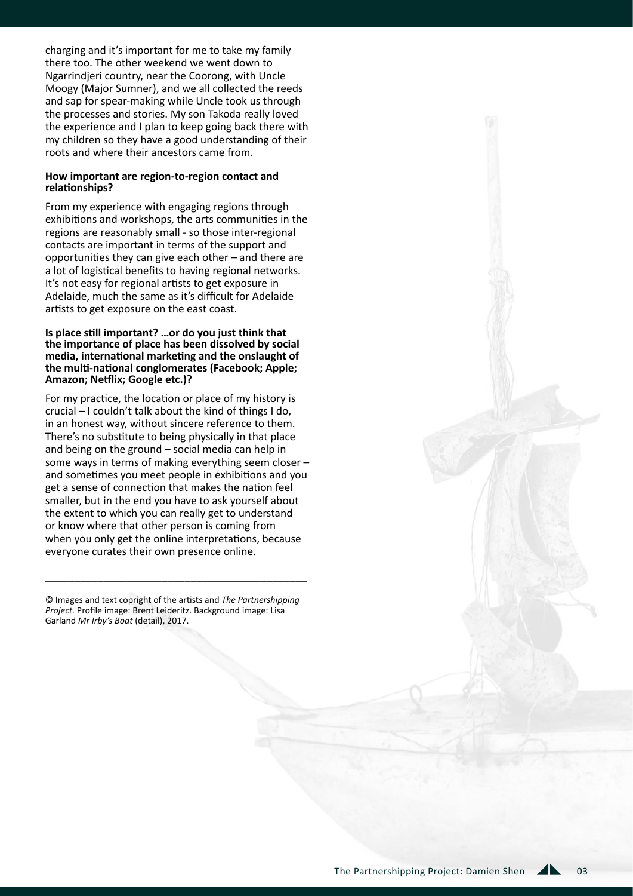charging and it's important for me to take my family there too. The other weekend we went down to Ngarrindjeri country, near the Coorong, with Uncle Moogy (Major Sumner), and we all collected the reeds and sap for spear-making while Uncle took us through the processes and stories. My son Takoda really loved the experience and I plan to keep going back there with my children so they have a good understanding of their roots and where their ancestors came from.

**How important are region-to-region contact and relationships?**

From my experience with engaging regions through exhibitions and workshops, the arts communities in the regions are reasonably small - so those inter-regional contacts are important in terms of the support and opportunities they can give each other – and there are a lot of logistical benefits to having regional networks. It's not easy for regional artists to get exposure in Adelaide, much the same as it's difficult for Adelaide artists to get exposure on the east coast.

**Is place still important? …or do you just think that the importance of place has been dissolved by social media, international marketing and the onslaught of the multi-national conglomerates (Facebook; Apple; Amazon; Netflix; Google etc.)?**

For my practice, the location or place of my history is crucial – I couldn't talk about the kind of things I do, in an honest way, without sincere reference to them. There's no substitute to being physically in that place and being on the ground – social media can help in some ways in terms of making everything seem closer – and sometimes you meet people in exhibitions and you get a sense of connection that makes the nation feel smaller, but in the end you have to ask yourself about the extent to which you can really get to understand or know where that other person is coming from when you only get the online interpretations, because everyone curates their own presence online.

---

© Images and text copright of the artists and *The Partnershipping Project*. Profile image: Brent Leideritz. Background image: Lisa Garland *Mr Irby's Boat* (detail), 2017.